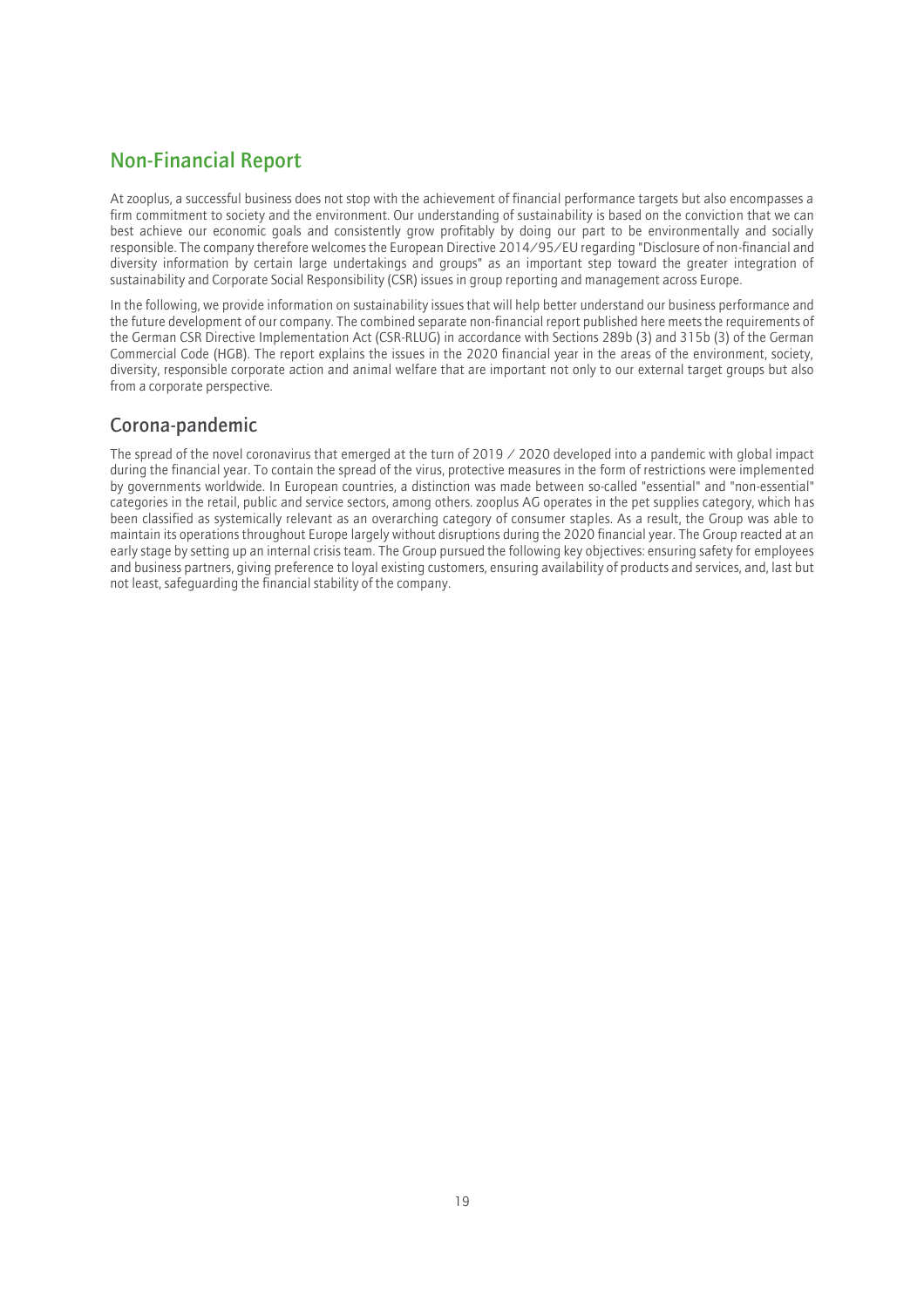# Non-Financial Report

At zooplus, a successful business does not stop with the achievement of financial performance targets but also encompasses a firm commitment to society and the environment. Our understanding of sustainability is based on the conviction that we can best achieve our economic goals and consistently grow profitably by doing our part to be environmentally and socially responsible. The company therefore welcomes the European Directive 2014/95/EU regarding "Disclosure of non-financial and diversity information by certain large undertakings and groups" as an important step toward the greater integration of sustainability and Corporate Social Responsibility (CSR) issues in group reporting and management across Europe.

In the following, we provide information on sustainability issues that will help better understand our business performance and the future development of our company. The combined separate non-financial report published here meets the requirements of the German CSR Directive Implementation Act (CSR-RLUG) in accordance with Sections 289b (3) and 315b (3) of the German Commercial Code (HGB). The report explains the issues in the 2020 financial year in the areas of the environment, society, diversity, responsible corporate action and animal welfare that are important not only to our external target groups but also from a corporate perspective.

## Corona-pandemic

The spread of the novel coronavirus that emerged at the turn of 2019 / 2020 developed into a pandemic with global impact during the financial year. To contain the spread of the virus, protective measures in the form of restrictions were implemented by governments worldwide. In European countries, a distinction was made between so-called "essential" and "non-essential" categories in the retail, public and service sectors, among others. zooplus AG operates in the pet supplies category, which has been classified as systemically relevant as an overarching category of consumer staples. As a result, the Group was able to maintain its operations throughout Europe largely without disruptions during the 2020 financial year. The Group reacted at an early stage by setting up an internal crisis team. The Group pursued the following key objectives: ensuring safety for employees and business partners, giving preference to loyal existing customers, ensuring availability of products and services, and, last but not least, safeguarding the financial stability of the company.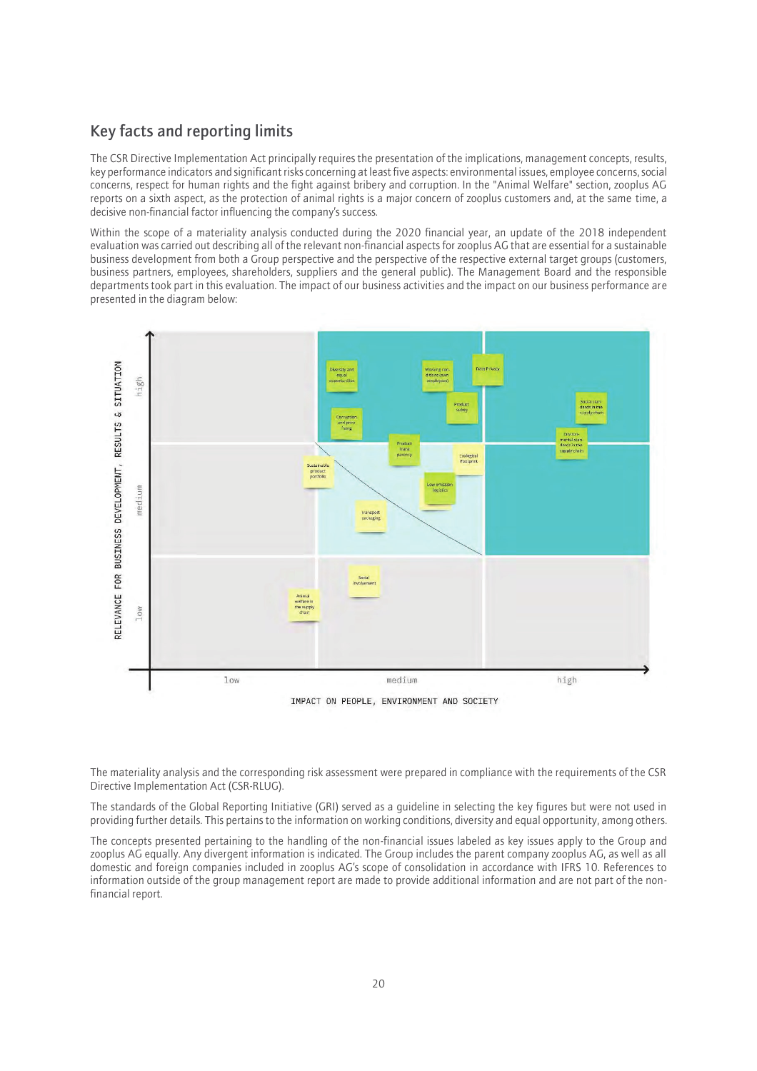## Key facts and reporting limits

The CSR Directive Implementation Act principally requires the presentation of the implications, management concepts, results, key performance indicators and significant risks concerning at least five aspects: environmental issues, employee concerns, social concerns, respect for human rights and the fight against bribery and corruption. In the "Animal Welfare" section, zooplus AG reports on a sixth aspect, as the protection of animal rights is a major concern of zooplus customers and, at the same time, a decisive non-financial factor influencing the company's success.

Within the scope of a materiality analysis conducted during the 2020 financial year, an update of the 2018 independent evaluation was carried out describing all of the relevant non-financial aspects for zooplus AG that are essential for a sustainable business development from both a Group perspective and the perspective of the respective external target groups (customers, business partners, employees, shareholders, suppliers and the general public). The Management Board and the responsible departments took part in this evaluation. The impact of our business activities and the impact on our business performance are presented in the diagram below:

RELEVANCE FOR BUSINESS DEVELOPMENT, RESULTS & SITUATION (low / medium / high)

IMPACT ON PEOPLE, ENVIRONMENT AND SOCIETY (low / medium / high)

Diversity and equal opportunities; Working conditions (own employees); Data Privacy; Product safety; Social standards in the supply chain; Corruption and price fixing; Product transparency; Ecological footprint; Environmental standards in the supply chain; Sustainable product portfolio; Low emission logistics; Transport packaging; Social involvement; Animal welfare in the supply chain

The materiality analysis and the corresponding risk assessment were prepared in compliance with the requirements of the CSR Directive Implementation Act (CSR-RLUG).

The standards of the Global Reporting Initiative (GRI) served as a guideline in selecting the key figures but were not used in providing further details. This pertains to the information on working conditions, diversity and equal opportunity, among others.

The concepts presented pertaining to the handling of the non-financial issues labeled as key issues apply to the Group and zooplus AG equally. Any divergent information is indicated. The Group includes the parent company zooplus AG, as well as all domestic and foreign companies included in zooplus AG's scope of consolidation in accordance with IFRS 10. References to information outside of the group management report are made to provide additional information and are not part of the non-financial report.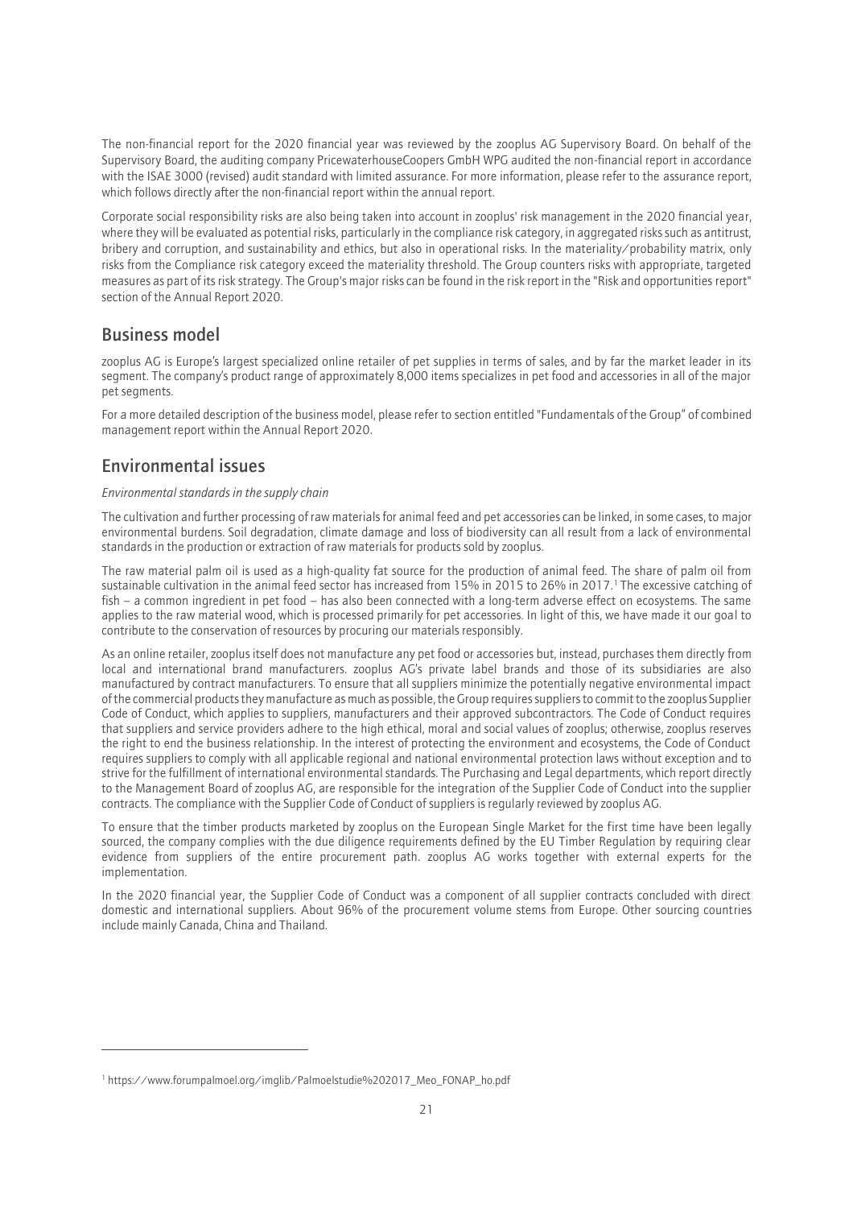The non-financial report for the 2020 financial year was reviewed by the zooplus AG Supervisory Board. On behalf of the Supervisory Board, the auditing company PricewaterhouseCoopers GmbH WPG audited the non-financial report in accordance with the ISAE 3000 (revised) audit standard with limited assurance. For more information, please refer to the assurance report, which follows directly after the non-financial report within the annual report.

Corporate social responsibility risks are also being taken into account in zooplus' risk management in the 2020 financial year, where they will be evaluated as potential risks, particularly in the compliance risk category, in aggregated risks such as antitrust, bribery and corruption, and sustainability and ethics, but also in operational risks. In the materiality/probability matrix, only risks from the Compliance risk category exceed the materiality threshold. The Group counters risks with appropriate, targeted measures as part of its risk strategy. The Group's major risks can be found in the risk report in the "Risk and opportunities report" section of the Annual Report 2020.

## Business model

zooplus AG is Europe's largest specialized online retailer of pet supplies in terms of sales, and by far the market leader in its segment. The company's product range of approximately 8,000 items specializes in pet food and accessories in all of the major pet segments.

For a more detailed description of the business model, please refer to section entitled "Fundamentals of the Group" of combined management report within the Annual Report 2020.

## Environmental issues

*Environmental standards in the supply chain*

The cultivation and further processing of raw materials for animal feed and pet accessories can be linked, in some cases, to major environmental burdens. Soil degradation, climate damage and loss of biodiversity can all result from a lack of environmental standards in the production or extraction of raw materials for products sold by zooplus.

The raw material palm oil is used as a high-quality fat source for the production of animal feed. The share of palm oil from sustainable cultivation in the animal feed sector has increased from 15% in 2015 to 26% in 2017.[1] The excessive catching of fish – a common ingredient in pet food – has also been connected with a long-term adverse effect on ecosystems. The same applies to the raw material wood, which is processed primarily for pet accessories. In light of this, we have made it our goal to contribute to the conservation of resources by procuring our materials responsibly.

As an online retailer, zooplus itself does not manufacture any pet food or accessories but, instead, purchases them directly from local and international brand manufacturers. zooplus AG's private label brands and those of its subsidiaries are also manufactured by contract manufacturers. To ensure that all suppliers minimize the potentially negative environmental impact of the commercial products they manufacture as much as possible, the Group requires suppliers to commit to the zooplus Supplier Code of Conduct, which applies to suppliers, manufacturers and their approved subcontractors. The Code of Conduct requires that suppliers and service providers adhere to the high ethical, moral and social values of zooplus; otherwise, zooplus reserves the right to end the business relationship. In the interest of protecting the environment and ecosystems, the Code of Conduct requires suppliers to comply with all applicable regional and national environmental protection laws without exception and to strive for the fulfillment of international environmental standards. The Purchasing and Legal departments, which report directly to the Management Board of zooplus AG, are responsible for the integration of the Supplier Code of Conduct into the supplier contracts. The compliance with the Supplier Code of Conduct of suppliers is regularly reviewed by zooplus AG.

To ensure that the timber products marketed by zooplus on the European Single Market for the first time have been legally sourced, the company complies with the due diligence requirements defined by the EU Timber Regulation by requiring clear evidence from suppliers of the entire procurement path. zooplus AG works together with external experts for the implementation.

In the 2020 financial year, the Supplier Code of Conduct was a component of all supplier contracts concluded with direct domestic and international suppliers. About 96% of the procurement volume stems from Europe. Other sourcing countries include mainly Canada, China and Thailand.

---

[1] https://www.forumpalmoel.org/imglib/Palmoelstudie%202017_Meo_FONAP_ho.pdf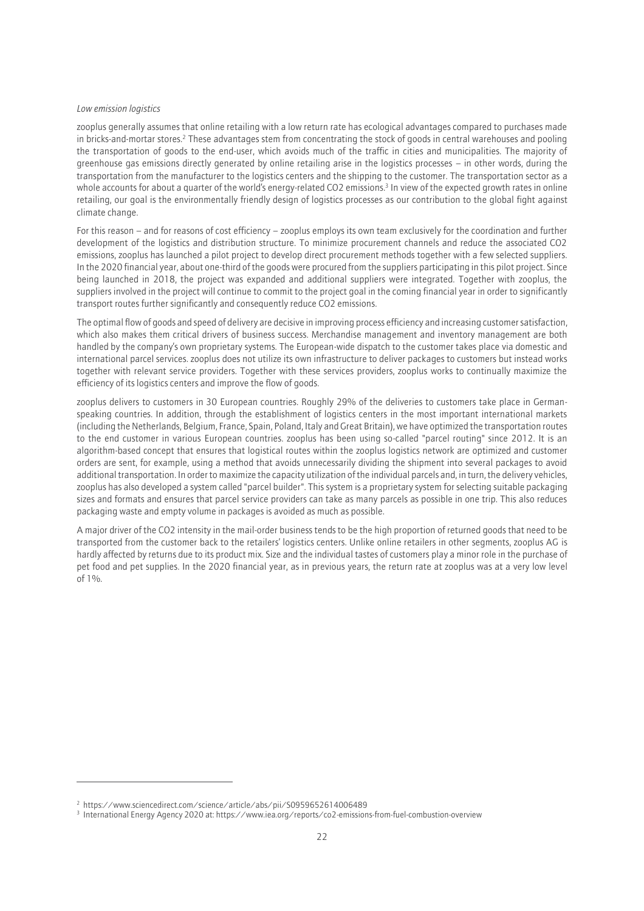*Low emission logistics*

zooplus generally assumes that online retailing with a low return rate has ecological advantages compared to purchases made in bricks-and-mortar stores.[2] These advantages stem from concentrating the stock of goods in central warehouses and pooling the transportation of goods to the end-user, which avoids much of the traffic in cities and municipalities. The majority of greenhouse gas emissions directly generated by online retailing arise in the logistics processes – in other words, during the transportation from the manufacturer to the logistics centers and the shipping to the customer. The transportation sector as a whole accounts for about a quarter of the world's energy-related $CO_2$ emissions.[3] In view of the expected growth rates in online retailing, our goal is the environmentally friendly design of logistics processes as our contribution to the global fight against climate change.

For this reason – and for reasons of cost efficiency – zooplus employs its own team exclusively for the coordination and further development of the logistics and distribution structure. To minimize procurement channels and reduce the associated $CO_2$ emissions, zooplus has launched a pilot project to develop direct procurement methods together with a few selected suppliers. In the 2020 financial year, about one-third of the goods were procured from the suppliers participating in this pilot project. Since being launched in 2018, the project was expanded and additional suppliers were integrated. Together with zooplus, the suppliers involved in the project will continue to commit to the project goal in the coming financial year in order to significantly transport routes further significantly and consequently reduce $CO_2$ emissions.

The optimal flow of goods and speed of delivery are decisive in improving process efficiency and increasing customer satisfaction, which also makes them critical drivers of business success. Merchandise management and inventory management are both handled by the company's own proprietary systems. The European-wide dispatch to the customer takes place via domestic and international parcel services. zooplus does not utilize its own infrastructure to deliver packages to customers but instead works together with relevant service providers. Together with these services providers, zooplus works to continually maximize the efficiency of its logistics centers and improve the flow of goods.

zooplus delivers to customers in 30 European countries. Roughly 29% of the deliveries to customers take place in German-speaking countries. In addition, through the establishment of logistics centers in the most important international markets (including the Netherlands, Belgium, France, Spain, Poland, Italy and Great Britain), we have optimized the transportation routes to the end customer in various European countries. zooplus has been using so-called "parcel routing" since 2012. It is an algorithm-based concept that ensures that logistical routes within the zooplus logistics network are optimized and customer orders are sent, for example, using a method that avoids unnecessarily dividing the shipment into several packages to avoid additional transportation. In order to maximize the capacity utilization of the individual parcels and, in turn, the delivery vehicles, zooplus has also developed a system called "parcel builder". This system is a proprietary system for selecting suitable packaging sizes and formats and ensures that parcel service providers can take as many parcels as possible in one trip. This also reduces packaging waste and empty volume in packages is avoided as much as possible.

A major driver of the $CO_2$ intensity in the mail-order business tends to be the high proportion of returned goods that need to be transported from the customer back to the retailers' logistics centers. Unlike online retailers in other segments, zooplus AG is hardly affected by returns due to its product mix. Size and the individual tastes of customers play a minor role in the purchase of pet food and pet supplies. In the 2020 financial year, as in previous years, the return rate at zooplus was at a very low level of 1%.

---

[2] https://www.sciencedirect.com/science/article/abs/pii/S0959652614006489

[3] International Energy Agency 2020 at: https://www.iea.org/reports/co2-emissions-from-fuel-combustion-overview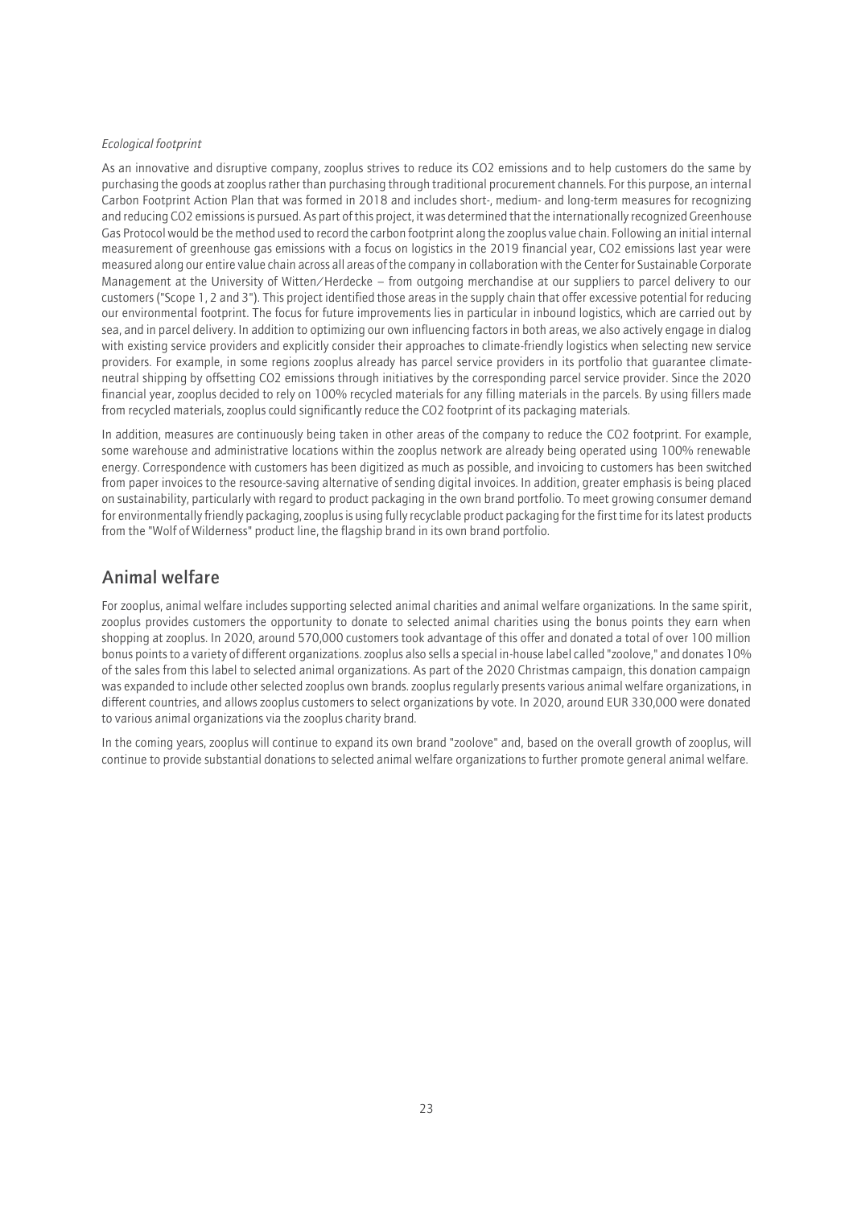*Ecological footprint*

As an innovative and disruptive company, zooplus strives to reduce its $CO_2$ emissions and to help customers do the same by purchasing the goods at zooplus rather than purchasing through traditional procurement channels. For this purpose, an internal Carbon Footprint Action Plan that was formed in 2018 and includes short-, medium- and long-term measures for recognizing and reducing $CO_2$ emissions is pursued. As part of this project, it was determined that the internationally recognized Greenhouse Gas Protocol would be the method used to record the carbon footprint along the zooplus value chain. Following an initial internal measurement of greenhouse gas emissions with a focus on logistics in the 2019 financial year, $CO_2$ emissions last year were measured along our entire value chain across all areas of the company in collaboration with the Center for Sustainable Corporate Management at the University of Witten/Herdecke – from outgoing merchandise at our suppliers to parcel delivery to our customers ("Scope 1, 2 and 3"). This project identified those areas in the supply chain that offer excessive potential for reducing our environmental footprint. The focus for future improvements lies in particular in inbound logistics, which are carried out by sea, and in parcel delivery. In addition to optimizing our own influencing factors in both areas, we also actively engage in dialog with existing service providers and explicitly consider their approaches to climate-friendly logistics when selecting new service providers. For example, in some regions zooplus already has parcel service providers in its portfolio that guarantee climate-neutral shipping by offsetting $CO_2$ emissions through initiatives by the corresponding parcel service provider. Since the 2020 financial year, zooplus decided to rely on 100% recycled materials for any filling materials in the parcels. By using fillers made from recycled materials, zooplus could significantly reduce the $CO_2$ footprint of its packaging materials.

In addition, measures are continuously being taken in other areas of the company to reduce the $CO_2$ footprint. For example, some warehouse and administrative locations within the zooplus network are already being operated using 100% renewable energy. Correspondence with customers has been digitized as much as possible, and invoicing to customers has been switched from paper invoices to the resource-saving alternative of sending digital invoices. In addition, greater emphasis is being placed on sustainability, particularly with regard to product packaging in the own brand portfolio. To meet growing consumer demand for environmentally friendly packaging, zooplus is using fully recyclable product packaging for the first time for its latest products from the "Wolf of Wilderness" product line, the flagship brand in its own brand portfolio.

## Animal welfare

For zooplus, animal welfare includes supporting selected animal charities and animal welfare organizations. In the same spirit, zooplus provides customers the opportunity to donate to selected animal charities using the bonus points they earn when shopping at zooplus. In 2020, around 570,000 customers took advantage of this offer and donated a total of over 100 million bonus points to a variety of different organizations. zooplus also sells a special in-house label called "zoolove," and donates 10% of the sales from this label to selected animal organizations. As part of the 2020 Christmas campaign, this donation campaign was expanded to include other selected zooplus own brands. zooplus regularly presents various animal welfare organizations, in different countries, and allows zooplus customers to select organizations by vote. In 2020, around EUR 330,000 were donated to various animal organizations via the zooplus charity brand.

In the coming years, zooplus will continue to expand its own brand "zoolove" and, based on the overall growth of zooplus, will continue to provide substantial donations to selected animal welfare organizations to further promote general animal welfare.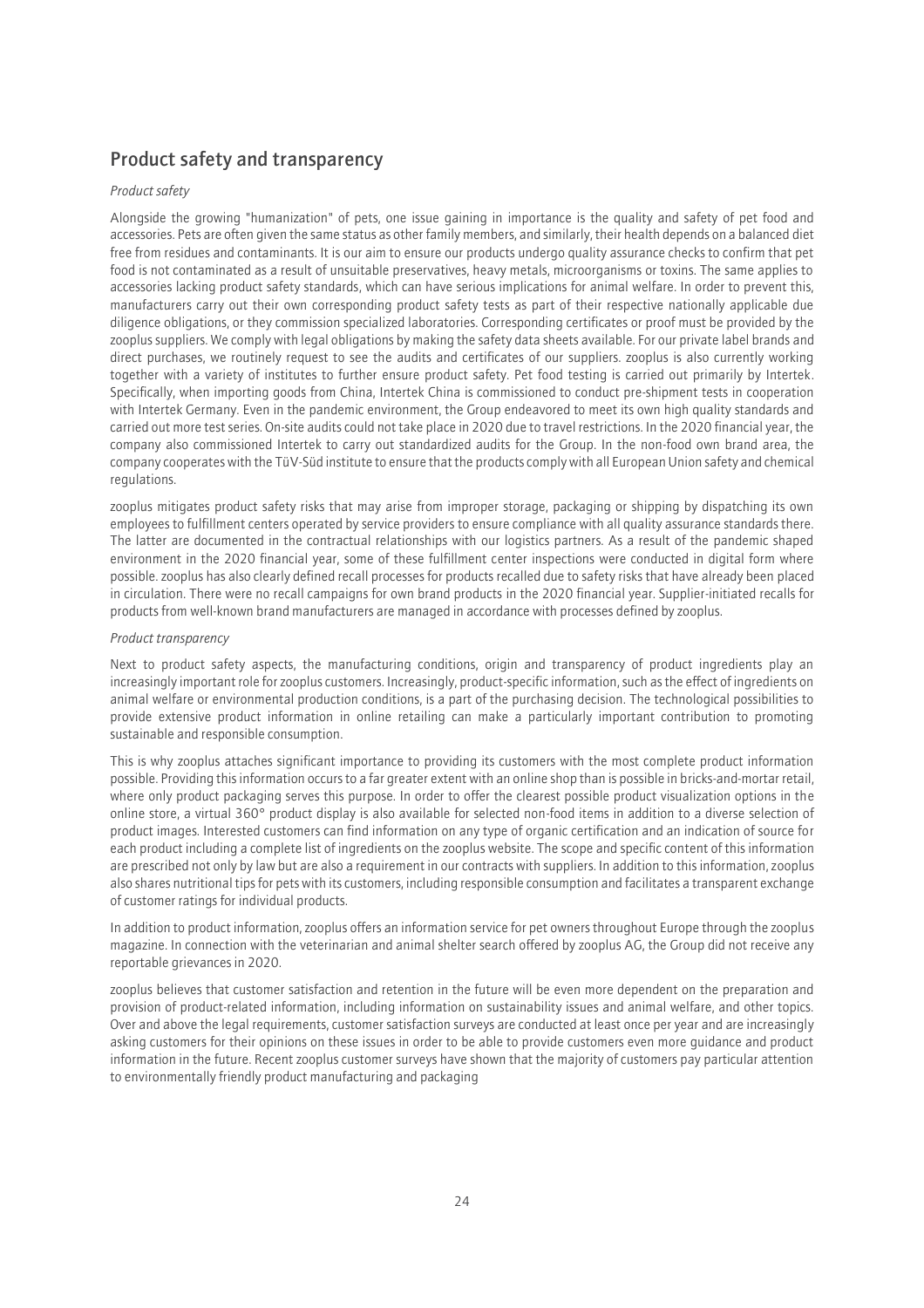## Product safety and transparency

*Product safety*

Alongside the growing "humanization" of pets, one issue gaining in importance is the quality and safety of pet food and accessories. Pets are often given the same status as other family members, and similarly, their health depends on a balanced diet free from residues and contaminants. It is our aim to ensure our products undergo quality assurance checks to confirm that pet food is not contaminated as a result of unsuitable preservatives, heavy metals, microorganisms or toxins. The same applies to accessories lacking product safety standards, which can have serious implications for animal welfare. In order to prevent this, manufacturers carry out their own corresponding product safety tests as part of their respective nationally applicable due diligence obligations, or they commission specialized laboratories. Corresponding certificates or proof must be provided by the zooplus suppliers. We comply with legal obligations by making the safety data sheets available. For our private label brands and direct purchases, we routinely request to see the audits and certificates of our suppliers. zooplus is also currently working together with a variety of institutes to further ensure product safety. Pet food testing is carried out primarily by Intertek. Specifically, when importing goods from China, Intertek China is commissioned to conduct pre-shipment tests in cooperation with Intertek Germany. Even in the pandemic environment, the Group endeavored to meet its own high quality standards and carried out more test series. On-site audits could not take place in 2020 due to travel restrictions. In the 2020 financial year, the company also commissioned Intertek to carry out standardized audits for the Group. In the non-food own brand area, the company cooperates with the TüV-Süd institute to ensure that the products comply with all European Union safety and chemical regulations.

zooplus mitigates product safety risks that may arise from improper storage, packaging or shipping by dispatching its own employees to fulfillment centers operated by service providers to ensure compliance with all quality assurance standards there. The latter are documented in the contractual relationships with our logistics partners. As a result of the pandemic shaped environment in the 2020 financial year, some of these fulfillment center inspections were conducted in digital form where possible. zooplus has also clearly defined recall processes for products recalled due to safety risks that have already been placed in circulation. There were no recall campaigns for own brand products in the 2020 financial year. Supplier-initiated recalls for products from well-known brand manufacturers are managed in accordance with processes defined by zooplus.

*Product transparency*

Next to product safety aspects, the manufacturing conditions, origin and transparency of product ingredients play an increasingly important role for zooplus customers. Increasingly, product-specific information, such as the effect of ingredients on animal welfare or environmental production conditions, is a part of the purchasing decision. The technological possibilities to provide extensive product information in online retailing can make a particularly important contribution to promoting sustainable and responsible consumption.

This is why zooplus attaches significant importance to providing its customers with the most complete product information possible. Providing this information occurs to a far greater extent with an online shop than is possible in bricks-and-mortar retail, where only product packaging serves this purpose. In order to offer the clearest possible product visualization options in the online store, a virtual 360° product display is also available for selected non-food items in addition to a diverse selection of product images. Interested customers can find information on any type of organic certification and an indication of source for each product including a complete list of ingredients on the zooplus website. The scope and specific content of this information are prescribed not only by law but are also a requirement in our contracts with suppliers. In addition to this information, zooplus also shares nutritional tips for pets with its customers, including responsible consumption and facilitates a transparent exchange of customer ratings for individual products.

In addition to product information, zooplus offers an information service for pet owners throughout Europe through the zooplus magazine. In connection with the veterinarian and animal shelter search offered by zooplus AG, the Group did not receive any reportable grievances in 2020.

zooplus believes that customer satisfaction and retention in the future will be even more dependent on the preparation and provision of product-related information, including information on sustainability issues and animal welfare, and other topics. Over and above the legal requirements, customer satisfaction surveys are conducted at least once per year and are increasingly asking customers for their opinions on these issues in order to be able to provide customers even more guidance and product information in the future. Recent zooplus customer surveys have shown that the majority of customers pay particular attention to environmentally friendly product manufacturing and packaging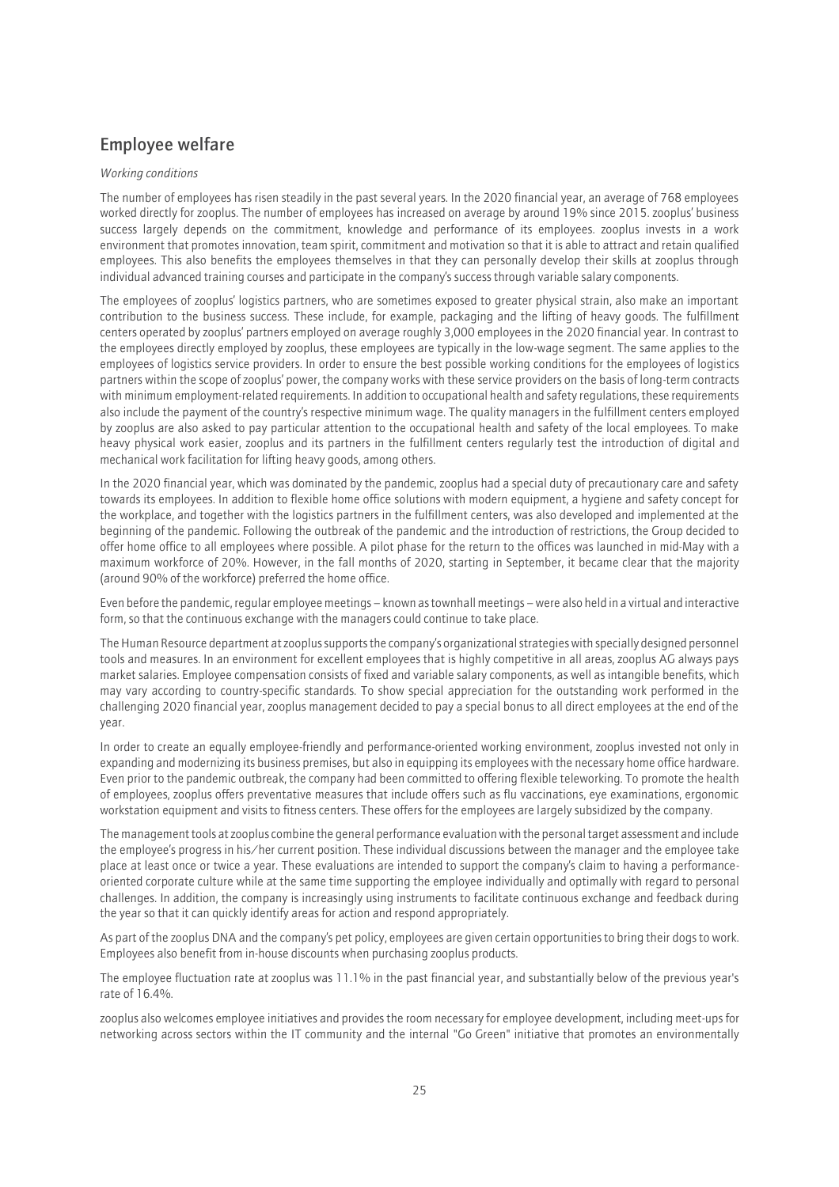## Employee welfare

*Working conditions*

The number of employees has risen steadily in the past several years. In the 2020 financial year, an average of 768 employees worked directly for zooplus. The number of employees has increased on average by around 19% since 2015. zooplus' business success largely depends on the commitment, knowledge and performance of its employees. zooplus invests in a work environment that promotes innovation, team spirit, commitment and motivation so that it is able to attract and retain qualified employees. This also benefits the employees themselves in that they can personally develop their skills at zooplus through individual advanced training courses and participate in the company's success through variable salary components.

The employees of zooplus' logistics partners, who are sometimes exposed to greater physical strain, also make an important contribution to the business success. These include, for example, packaging and the lifting of heavy goods. The fulfillment centers operated by zooplus' partners employed on average roughly 3,000 employees in the 2020 financial year. In contrast to the employees directly employed by zooplus, these employees are typically in the low-wage segment. The same applies to the employees of logistics service providers. In order to ensure the best possible working conditions for the employees of logistics partners within the scope of zooplus' power, the company works with these service providers on the basis of long-term contracts with minimum employment-related requirements. In addition to occupational health and safety regulations, these requirements also include the payment of the country's respective minimum wage. The quality managers in the fulfillment centers employed by zooplus are also asked to pay particular attention to the occupational health and safety of the local employees. To make heavy physical work easier, zooplus and its partners in the fulfillment centers regularly test the introduction of digital and mechanical work facilitation for lifting heavy goods, among others.

In the 2020 financial year, which was dominated by the pandemic, zooplus had a special duty of precautionary care and safety towards its employees. In addition to flexible home office solutions with modern equipment, a hygiene and safety concept for the workplace, and together with the logistics partners in the fulfillment centers, was also developed and implemented at the beginning of the pandemic. Following the outbreak of the pandemic and the introduction of restrictions, the Group decided to offer home office to all employees where possible. A pilot phase for the return to the offices was launched in mid-May with a maximum workforce of 20%. However, in the fall months of 2020, starting in September, it became clear that the majority (around 90% of the workforce) preferred the home office.

Even before the pandemic, regular employee meetings – known as townhall meetings – were also held in a virtual and interactive form, so that the continuous exchange with the managers could continue to take place.

The Human Resource department at zooplus supports the company's organizational strategies with specially designed personnel tools and measures. In an environment for excellent employees that is highly competitive in all areas, zooplus AG always pays market salaries. Employee compensation consists of fixed and variable salary components, as well as intangible benefits, which may vary according to country-specific standards. To show special appreciation for the outstanding work performed in the challenging 2020 financial year, zooplus management decided to pay a special bonus to all direct employees at the end of the year.

In order to create an equally employee-friendly and performance-oriented working environment, zooplus invested not only in expanding and modernizing its business premises, but also in equipping its employees with the necessary home office hardware. Even prior to the pandemic outbreak, the company had been committed to offering flexible teleworking. To promote the health of employees, zooplus offers preventative measures that include offers such as flu vaccinations, eye examinations, ergonomic workstation equipment and visits to fitness centers. These offers for the employees are largely subsidized by the company.

The management tools at zooplus combine the general performance evaluation with the personal target assessment and include the employee's progress in his/her current position. These individual discussions between the manager and the employee take place at least once or twice a year. These evaluations are intended to support the company's claim to having a performance-oriented corporate culture while at the same time supporting the employee individually and optimally with regard to personal challenges. In addition, the company is increasingly using instruments to facilitate continuous exchange and feedback during the year so that it can quickly identify areas for action and respond appropriately.

As part of the zooplus DNA and the company's pet policy, employees are given certain opportunities to bring their dogs to work. Employees also benefit from in-house discounts when purchasing zooplus products.

The employee fluctuation rate at zooplus was 11.1% in the past financial year, and substantially below of the previous year's rate of 16.4%.

zooplus also welcomes employee initiatives and provides the room necessary for employee development, including meet-ups for networking across sectors within the IT community and the internal "Go Green" initiative that promotes an environmentally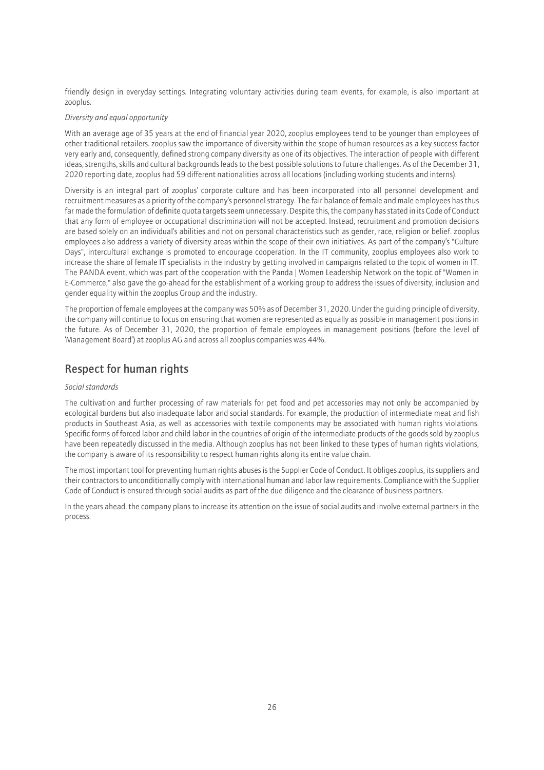friendly design in everyday settings. Integrating voluntary activities during team events, for example, is also important at zooplus.

*Diversity and equal opportunity*

With an average age of 35 years at the end of financial year 2020, zooplus employees tend to be younger than employees of other traditional retailers. zooplus saw the importance of diversity within the scope of human resources as a key success factor very early and, consequently, defined strong company diversity as one of its objectives. The interaction of people with different ideas, strengths, skills and cultural backgrounds leads to the best possible solutions to future challenges. As of the December 31, 2020 reporting date, zooplus had 59 different nationalities across all locations (including working students and interns).

Diversity is an integral part of zooplus' corporate culture and has been incorporated into all personnel development and recruitment measures as a priority of the company's personnel strategy. The fair balance of female and male employees has thus far made the formulation of definite quota targets seem unnecessary. Despite this, the company has stated in its Code of Conduct that any form of employee or occupational discrimination will not be accepted. Instead, recruitment and promotion decisions are based solely on an individual's abilities and not on personal characteristics such as gender, race, religion or belief. zooplus employees also address a variety of diversity areas within the scope of their own initiatives. As part of the company's "Culture Days", intercultural exchange is promoted to encourage cooperation. In the IT community, zooplus employees also work to increase the share of female IT specialists in the industry by getting involved in campaigns related to the topic of women in IT. The PANDA event, which was part of the cooperation with the Panda | Women Leadership Network on the topic of "Women in E-Commerce," also gave the go-ahead for the establishment of a working group to address the issues of diversity, inclusion and gender equality within the zooplus Group and the industry.

The proportion of female employees at the company was 50% as of December 31, 2020. Under the guiding principle of diversity, the company will continue to focus on ensuring that women are represented as equally as possible in management positions in the future. As of December 31, 2020, the proportion of female employees in management positions (before the level of 'Management Board') at zooplus AG and across all zooplus companies was 44%.

## Respect for human rights

*Social standards*

The cultivation and further processing of raw materials for pet food and pet accessories may not only be accompanied by ecological burdens but also inadequate labor and social standards. For example, the production of intermediate meat and fish products in Southeast Asia, as well as accessories with textile components may be associated with human rights violations. Specific forms of forced labor and child labor in the countries of origin of the intermediate products of the goods sold by zooplus have been repeatedly discussed in the media. Although zooplus has not been linked to these types of human rights violations, the company is aware of its responsibility to respect human rights along its entire value chain.

The most important tool for preventing human rights abuses is the Supplier Code of Conduct. It obliges zooplus, its suppliers and their contractors to unconditionally comply with international human and labor law requirements. Compliance with the Supplier Code of Conduct is ensured through social audits as part of the due diligence and the clearance of business partners.

In the years ahead, the company plans to increase its attention on the issue of social audits and involve external partners in the process.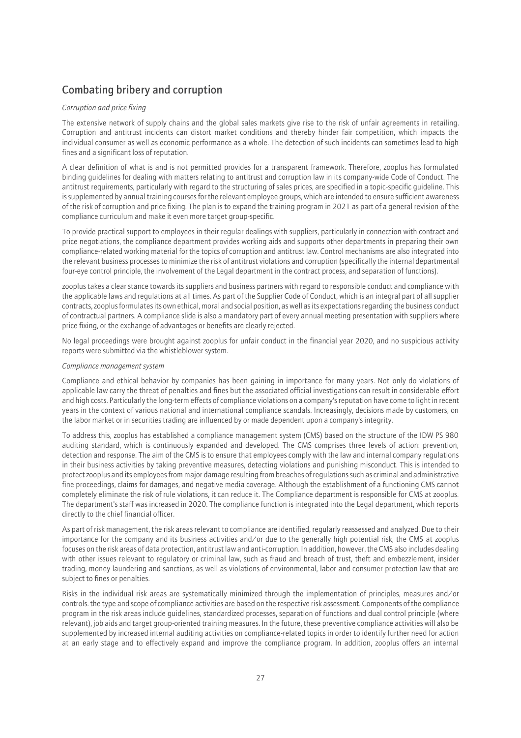## Combating bribery and corruption

*Corruption and price fixing*

The extensive network of supply chains and the global sales markets give rise to the risk of unfair agreements in retailing. Corruption and antitrust incidents can distort market conditions and thereby hinder fair competition, which impacts the individual consumer as well as economic performance as a whole. The detection of such incidents can sometimes lead to high fines and a significant loss of reputation.

A clear definition of what is and is not permitted provides for a transparent framework. Therefore, zooplus has formulated binding guidelines for dealing with matters relating to antitrust and corruption law in its company-wide Code of Conduct. The antitrust requirements, particularly with regard to the structuring of sales prices, are specified in a topic-specific guideline. This is supplemented by annual training courses for the relevant employee groups, which are intended to ensure sufficient awareness of the risk of corruption and price fixing. The plan is to expand the training program in 2021 as part of a general revision of the compliance curriculum and make it even more target group-specific.

To provide practical support to employees in their regular dealings with suppliers, particularly in connection with contract and price negotiations, the compliance department provides working aids and supports other departments in preparing their own compliance-related working material for the topics of corruption and antitrust law. Control mechanisms are also integrated into the relevant business processes to minimize the risk of antitrust violations and corruption (specifically the internal departmental four-eye control principle, the involvement of the Legal department in the contract process, and separation of functions).

zooplus takes a clear stance towards its suppliers and business partners with regard to responsible conduct and compliance with the applicable laws and regulations at all times. As part of the Supplier Code of Conduct, which is an integral part of all supplier contracts, zooplus formulates its own ethical, moral and social position, as well as its expectations regarding the business conduct of contractual partners. A compliance slide is also a mandatory part of every annual meeting presentation with suppliers where price fixing, or the exchange of advantages or benefits are clearly rejected.

No legal proceedings were brought against zooplus for unfair conduct in the financial year 2020, and no suspicious activity reports were submitted via the whistleblower system.

*Compliance management system*

Compliance and ethical behavior by companies has been gaining in importance for many years. Not only do violations of applicable law carry the threat of penalties and fines but the associated official investigations can result in considerable effort and high costs. Particularly the long-term effects of compliance violations on a company's reputation have come to light in recent years in the context of various national and international compliance scandals. Increasingly, decisions made by customers, on the labor market or in securities trading are influenced by or made dependent upon a company's integrity.

To address this, zooplus has established a compliance management system (CMS) based on the structure of the IDW PS 980 auditing standard, which is continuously expanded and developed. The CMS comprises three levels of action: prevention, detection and response. The aim of the CMS is to ensure that employees comply with the law and internal company regulations in their business activities by taking preventive measures, detecting violations and punishing misconduct. This is intended to protect zooplus and its employees from major damage resulting from breaches of regulations such as criminal and administrative fine proceedings, claims for damages, and negative media coverage. Although the establishment of a functioning CMS cannot completely eliminate the risk of rule violations, it can reduce it. The Compliance department is responsible for CMS at zooplus. The department's staff was increased in 2020. The compliance function is integrated into the Legal department, which reports directly to the chief financial officer.

As part of risk management, the risk areas relevant to compliance are identified, regularly reassessed and analyzed. Due to their importance for the company and its business activities and/or due to the generally high potential risk, the CMS at zooplus focuses on the risk areas of data protection, antitrust law and anti-corruption. In addition, however, the CMS also includes dealing with other issues relevant to regulatory or criminal law, such as fraud and breach of trust, theft and embezzlement, insider trading, money laundering and sanctions, as well as violations of environmental, labor and consumer protection law that are subject to fines or penalties.

Risks in the individual risk areas are systematically minimized through the implementation of principles, measures and/or controls. the type and scope of compliance activities are based on the respective risk assessment. Components of the compliance program in the risk areas include guidelines, standardized processes, separation of functions and dual control principle (where relevant), job aids and target group-oriented training measures. In the future, these preventive compliance activities will also be supplemented by increased internal auditing activities on compliance-related topics in order to identify further need for action at an early stage and to effectively expand and improve the compliance program. In addition, zooplus offers an internal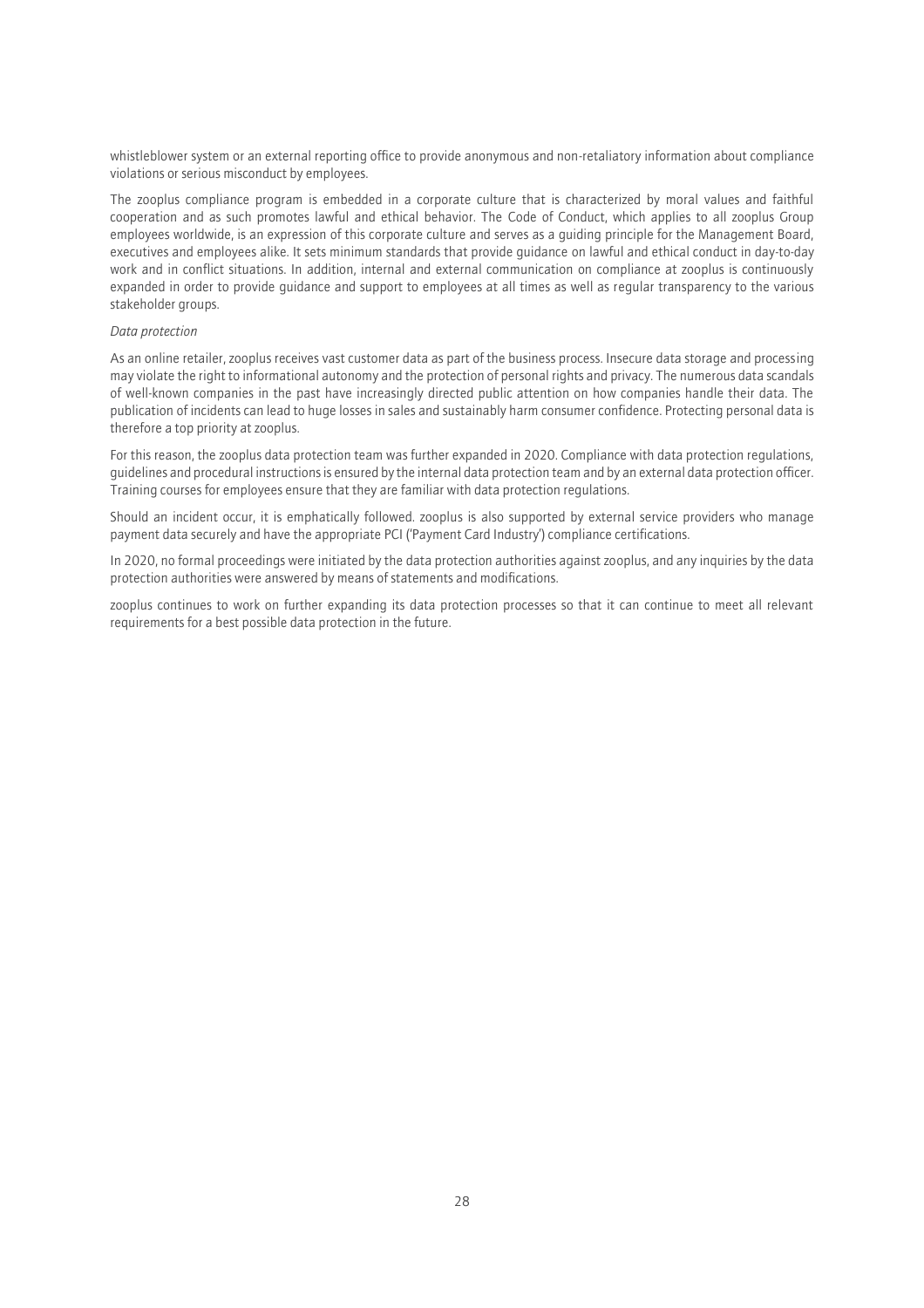whistleblower system or an external reporting office to provide anonymous and non-retaliatory information about compliance violations or serious misconduct by employees.

The zooplus compliance program is embedded in a corporate culture that is characterized by moral values and faithful cooperation and as such promotes lawful and ethical behavior. The Code of Conduct, which applies to all zooplus Group employees worldwide, is an expression of this corporate culture and serves as a guiding principle for the Management Board, executives and employees alike. It sets minimum standards that provide guidance on lawful and ethical conduct in day-to-day work and in conflict situations. In addition, internal and external communication on compliance at zooplus is continuously expanded in order to provide guidance and support to employees at all times as well as regular transparency to the various stakeholder groups.

*Data protection*

As an online retailer, zooplus receives vast customer data as part of the business process. Insecure data storage and processing may violate the right to informational autonomy and the protection of personal rights and privacy. The numerous data scandals of well-known companies in the past have increasingly directed public attention on how companies handle their data. The publication of incidents can lead to huge losses in sales and sustainably harm consumer confidence. Protecting personal data is therefore a top priority at zooplus.

For this reason, the zooplus data protection team was further expanded in 2020. Compliance with data protection regulations, guidelines and procedural instructions is ensured by the internal data protection team and by an external data protection officer. Training courses for employees ensure that they are familiar with data protection regulations.

Should an incident occur, it is emphatically followed. zooplus is also supported by external service providers who manage payment data securely and have the appropriate PCI ('Payment Card Industry') compliance certifications.

In 2020, no formal proceedings were initiated by the data protection authorities against zooplus, and any inquiries by the data protection authorities were answered by means of statements and modifications.

zooplus continues to work on further expanding its data protection processes so that it can continue to meet all relevant requirements for a best possible data protection in the future.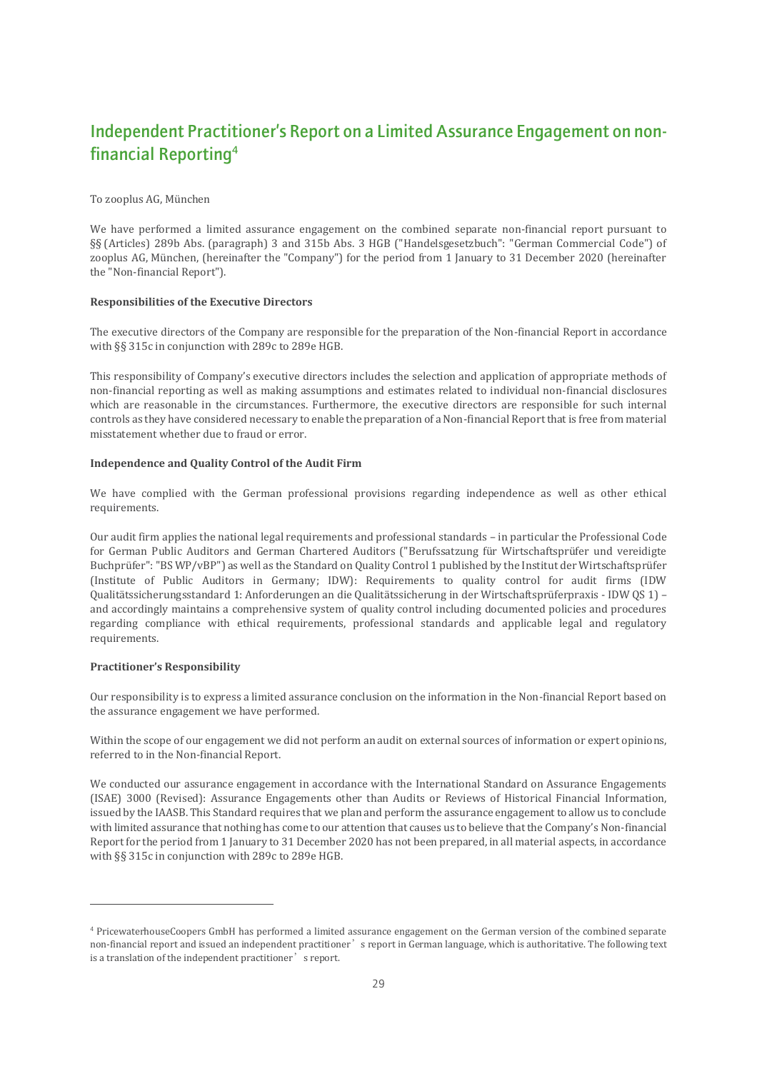# Independent Practitioner's Report on a Limited Assurance Engagement on non-financial Reporting[4]

To zooplus AG, München

We have performed a limited assurance engagement on the combined separate non-financial report pursuant to §§ (Articles) 289b Abs. (paragraph) 3 and 315b Abs. 3 HGB ("Handelsgesetzbuch": "German Commercial Code") of zooplus AG, München, (hereinafter the "Company") for the period from 1 January to 31 December 2020 (hereinafter the "Non-financial Report").

**Responsibilities of the Executive Directors**

The executive directors of the Company are responsible for the preparation of the Non-financial Report in accordance with §§ 315c in conjunction with 289c to 289e HGB.

This responsibility of Company's executive directors includes the selection and application of appropriate methods of non-financial reporting as well as making assumptions and estimates related to individual non-financial disclosures which are reasonable in the circumstances. Furthermore, the executive directors are responsible for such internal controls as they have considered necessary to enable the preparation of a Non-financial Report that is free from material misstatement whether due to fraud or error.

**Independence and Quality Control of the Audit Firm**

We have complied with the German professional provisions regarding independence as well as other ethical requirements.

Our audit firm applies the national legal requirements and professional standards – in particular the Professional Code for German Public Auditors and German Chartered Auditors ("Berufssatzung für Wirtschaftsprüfer und vereidigte Buchprüfer": "BS WP/vBP") as well as the Standard on Quality Control 1 published by the Institut der Wirtschaftsprüfer (Institute of Public Auditors in Germany; IDW): Requirements to quality control for audit firms (IDW Qualitätssicherungsstandard 1: Anforderungen an die Qualitätssicherung in der Wirtschaftsprüferpraxis - IDW QS 1) – and accordingly maintains a comprehensive system of quality control including documented policies and procedures regarding compliance with ethical requirements, professional standards and applicable legal and regulatory requirements.

**Practitioner's Responsibility**

Our responsibility is to express a limited assurance conclusion on the information in the Non-financial Report based on the assurance engagement we have performed.

Within the scope of our engagement we did not perform an audit on external sources of information or expert opinions, referred to in the Non-financial Report.

We conducted our assurance engagement in accordance with the International Standard on Assurance Engagements (ISAE) 3000 (Revised): Assurance Engagements other than Audits or Reviews of Historical Financial Information, issued by the IAASB. This Standard requires that we plan and perform the assurance engagement to allow us to conclude with limited assurance that nothing has come to our attention that causes us to believe that the Company's Non-financial Report for the period from 1 January to 31 December 2020 has not been prepared, in all material aspects, in accordance with §§ 315c in conjunction with 289c to 289e HGB.

---

[4] PricewaterhouseCoopers GmbH has performed a limited assurance engagement on the German version of the combined separate non-financial report and issued an independent practitioner's report in German language, which is authoritative. The following text is a translation of the independent practitioner's report.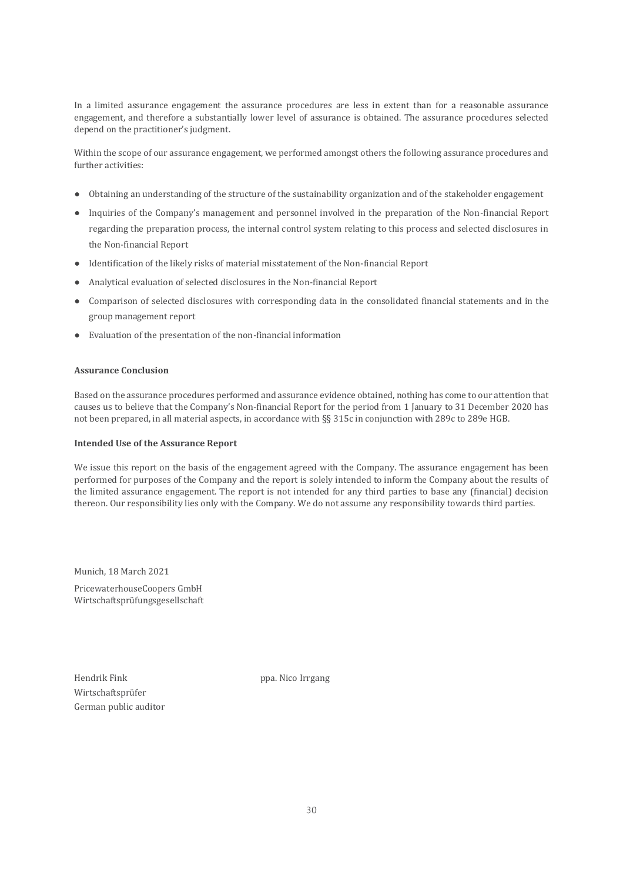In a limited assurance engagement the assurance procedures are less in extent than for a reasonable assurance engagement, and therefore a substantially lower level of assurance is obtained. The assurance procedures selected depend on the practitioner's judgment.

Within the scope of our assurance engagement, we performed amongst others the following assurance procedures and further activities:

- Obtaining an understanding of the structure of the sustainability organization and of the stakeholder engagement
- Inquiries of the Company's management and personnel involved in the preparation of the Non-financial Report regarding the preparation process, the internal control system relating to this process and selected disclosures in the Non-financial Report
- Identification of the likely risks of material misstatement of the Non-financial Report
- Analytical evaluation of selected disclosures in the Non-financial Report
- Comparison of selected disclosures with corresponding data in the consolidated financial statements and in the group management report
- Evaluation of the presentation of the non-financial information

**Assurance Conclusion**

Based on the assurance procedures performed and assurance evidence obtained, nothing has come to our attention that causes us to believe that the Company's Non-financial Report for the period from 1 January to 31 December 2020 has not been prepared, in all material aspects, in accordance with §§ 315c in conjunction with 289c to 289e HGB.

**Intended Use of the Assurance Report**

We issue this report on the basis of the engagement agreed with the Company. The assurance engagement has been performed for purposes of the Company and the report is solely intended to inform the Company about the results of the limited assurance engagement. The report is not intended for any third parties to base any (financial) decision thereon. Our responsibility lies only with the Company. We do not assume any responsibility towards third parties.

Munich, 18 March 2021

PricewaterhouseCoopers GmbH
Wirtschaftsprüfungsgesellschaft

Hendrik Fink
Wirtschaftsprüfer
German public auditor

ppa. Nico Irrgang